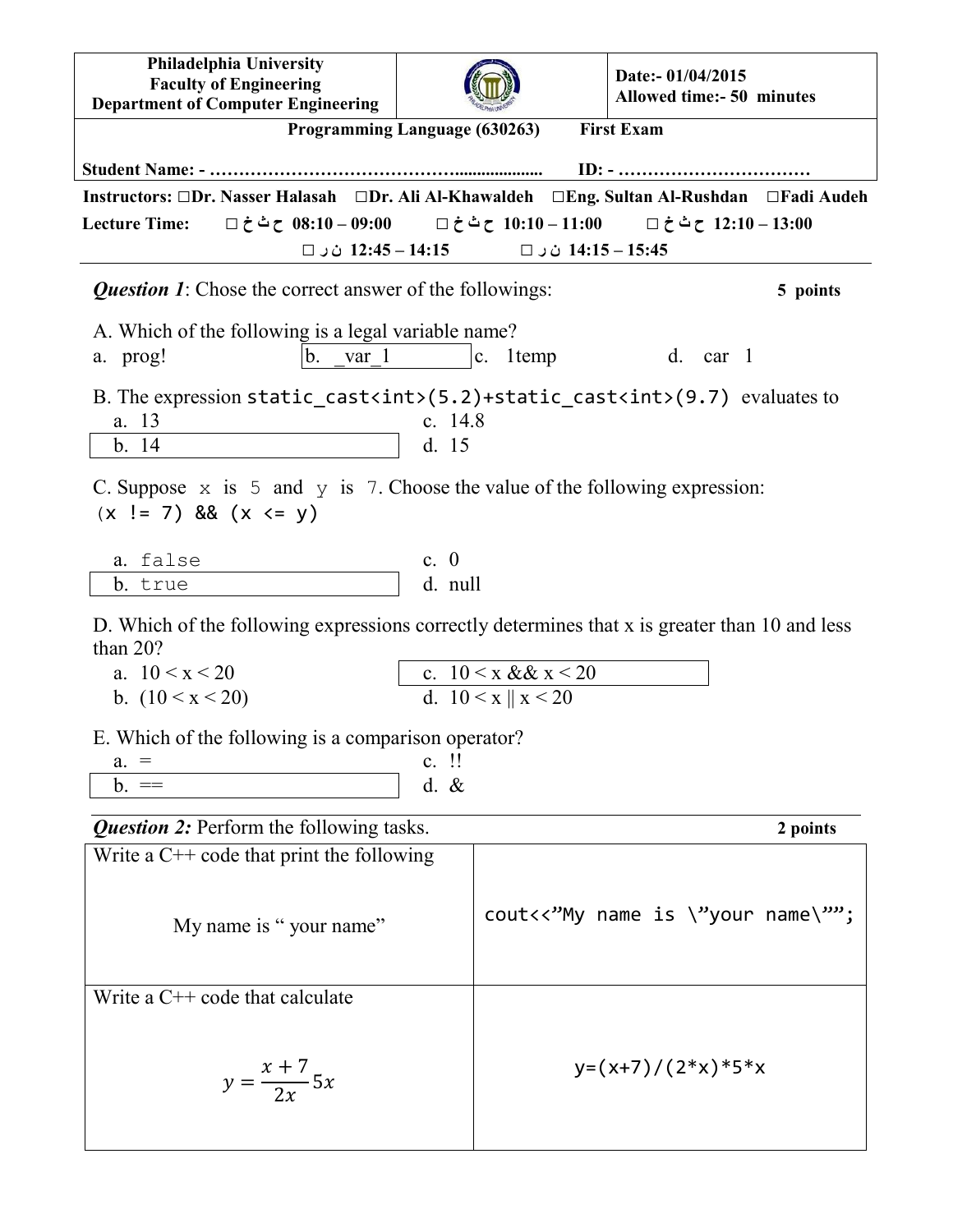| Philadelphia University<br>Faculty of Engineering<br>Department of Computer Engineering | | Date:- 01/04/2015<br>Allowed time:- 50 minutes |
|---|---|---|

**Programming Language (630263)** **First Exam**

**Student Name: - ……………………………………..................** **ID: - ……………………………**

**Instructors:** ☐**Dr. Nasser Halasah** ☐**Dr. Ali Al-Khawaldeh** ☐**Eng. Sultan Al-Rushdan** ☐**Fadi Audeh**

**Lecture Time:** ☐ **ح ث خ 08:10 – 09:00** ☐ **ح ث خ 10:10 – 11:00** ☐ **ح ث خ 12:10 – 13:00**

☐ **ن ر 12:45 – 14:15** ☐ **ن ر 14:15 – 15:45**

---

***Question 1***: Chose the correct answer of the followings: **5 points**

A. Which of the following is a legal variable name?

a. prog! b. _var_1 c. 1temp d. car 1

B. The expression `static_cast<int>(5.2)+static_cast<int>(9.7)` evaluates to

a. 13
b. 14
c. 14.8
d. 15

C. Suppose `x` is `5` and `y` is `7`. Choose the value of the following expression:
`(x != 7) && (x <= y)`

a. `false`
b. `true`
c. 0
d. null

D. Which of the following expressions correctly determines that x is greater than 10 and less than 20?

a. 10 < x < 20
b. (10 < x < 20)
c. 10 < x && x < 20
d. 10 < x || x < 20

E. Which of the following is a comparison operator?

a. =
b. ==
c. !!
d. &

***Question 2:*** Perform the following tasks. **2 points**

| | |
|---|---|
| Write a C++ code that print the following<br><br>My name is " your name" | `cout<<"My name is \"your name\"";` |
| Write a C++ code that calculate<br><br>$y = \frac{x+7}{2x}5x$ | `y=(x+7)/(2*x)*5*x` |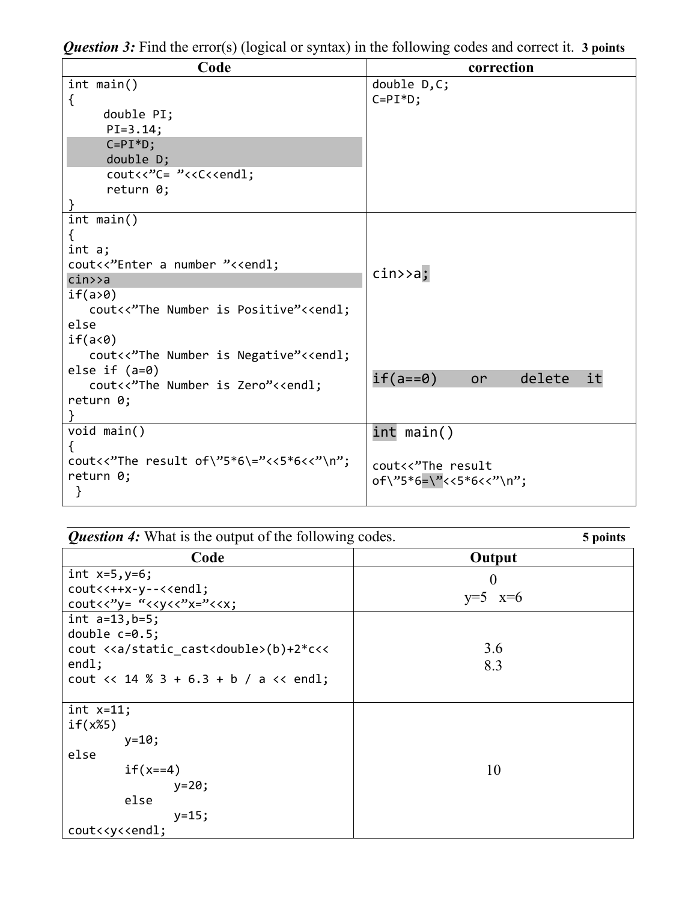***Question 3:*** Find the error(s) (logical or syntax) in the following codes and correct it. **3 points**

| Code | correction |
| --- | --- |
| `int main()`<br>`{`<br>`double PI;`<br>`PI=3.14;`<br>`C=PI*D;`<br>`double D;`<br>`cout<<"C= "<<C<<endl;`<br>`return 0;`<br>`}` | `double D,C;`<br>`C=PI*D;` |
| `int main()`<br>`{`<br>`int a;`<br>`cout<<"Enter a number "<<endl;`<br>`cin>>a`<br>`if(a>0)`<br>`cout<<"The Number is Positive"<<endl;`<br>`else`<br>`if(a<0)`<br>`cout<<"The Number is Negative"<<endl;`<br>`else if (a=0)`<br>`cout<<"The Number is Zero"<<endl;`<br>`return 0;`<br>`}` | `cin>>a;`<br><br>`if(a==0)    or    delete  it` |
| `void main()`<br>`{`<br>`cout<<"The result of\"5*6\="<<5*6<<"\n";`<br>`return 0;`<br>`}` | `int main()`<br><br>`cout<<"The result of\"5*6=\""<<5*6<<"\n";` |

***Question 4:*** What is the output of the following codes. **5 points**

| Code | Output |
| --- | --- |
| `int x=5,y=6;`<br>`cout<<++x-y--<<endl;`<br>`cout<<"y= "<<y<<"x="<<x;` | 0<br>y=5 x=6 |
| `int a=13,b=5;`<br>`double c=0.5;`<br>`cout <<a/static_cast<double>(b)+2*c<< endl;`<br>`cout << 14 % 3 + 6.3 + b / a << endl;` | 3.6<br>8.3 |
| `int x=11;`<br>`if(x%5)`<br>`y=10;`<br>`else`<br>`if(x==4)`<br>`y=20;`<br>`else`<br>`y=15;`<br>`cout<<y<<endl;` | 10 |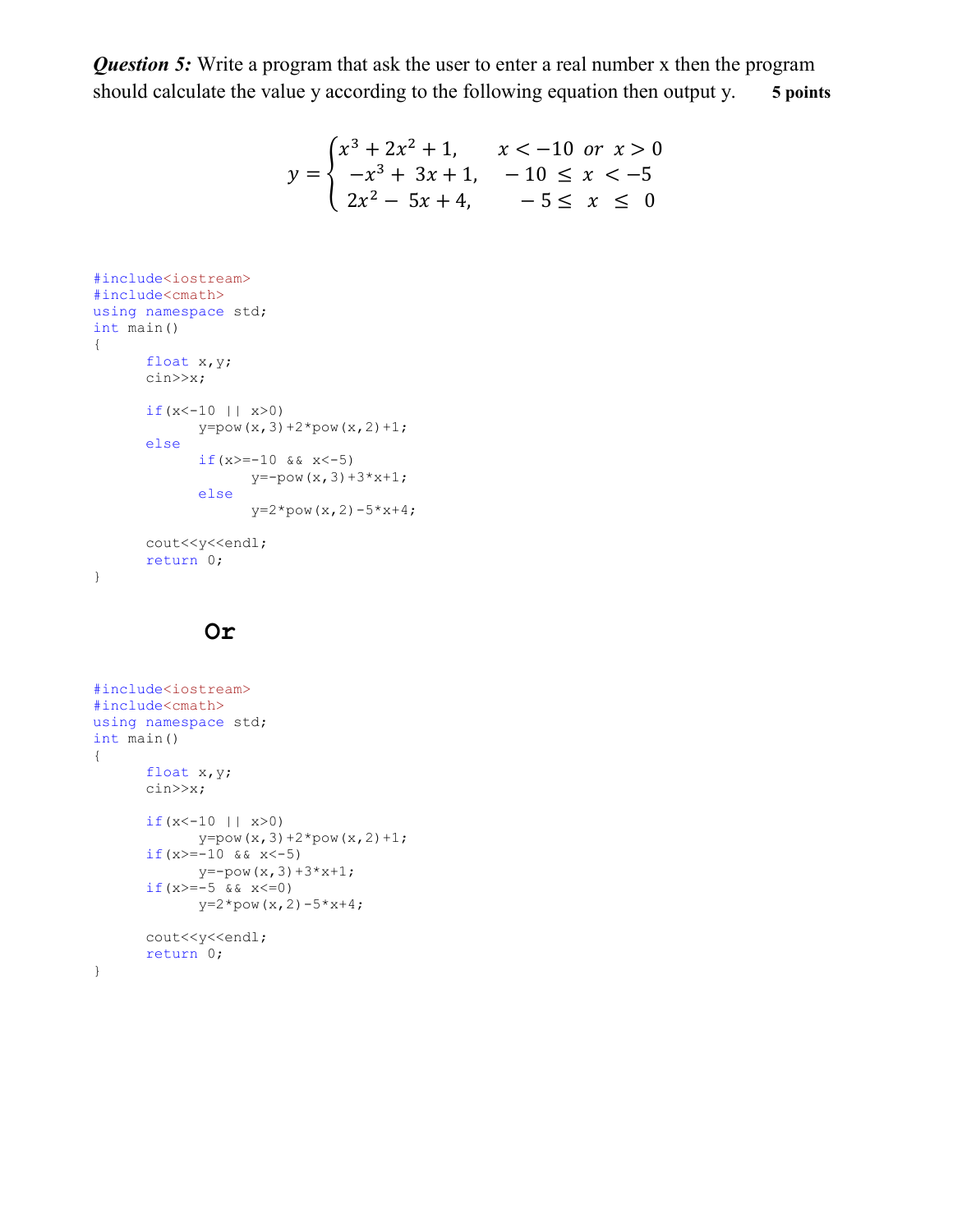***Question 5:*** Write a program that ask the user to enter a real number x then the program should calculate the value y according to the following equation then output y. **5 points**

$$y = \begin{cases} x^3 + 2x^2 + 1, & x < -10 \ \ or \ \ x > 0 \\ -x^3 + 3x + 1, & -10 \le x < -5 \\ 2x^2 - 5x + 4, & -5 \le x \le 0 \end{cases}$$

```
#include<iostream>
#include<cmath>
using namespace std;
int main()
{
	float x,y;
	cin>>x;

	if(x<-10 || x>0)
		y=pow(x,3)+2*pow(x,2)+1;
	else
		if(x>=-10 && x<-5)
			y=-pow(x,3)+3*x+1;
		else
			y=2*pow(x,2)-5*x+4;

	cout<<y<<endl;
	return 0;
}
```

**Or**

```
#include<iostream>
#include<cmath>
using namespace std;
int main()
{
	float x,y;
	cin>>x;

	if(x<-10 || x>0)
		y=pow(x,3)+2*pow(x,2)+1;
	if(x>=-10 && x<-5)
		y=-pow(x,3)+3*x+1;
	if(x>=-5 && x<=0)
		y=2*pow(x,2)-5*x+4;

	cout<<y<<endl;
	return 0;
}
```